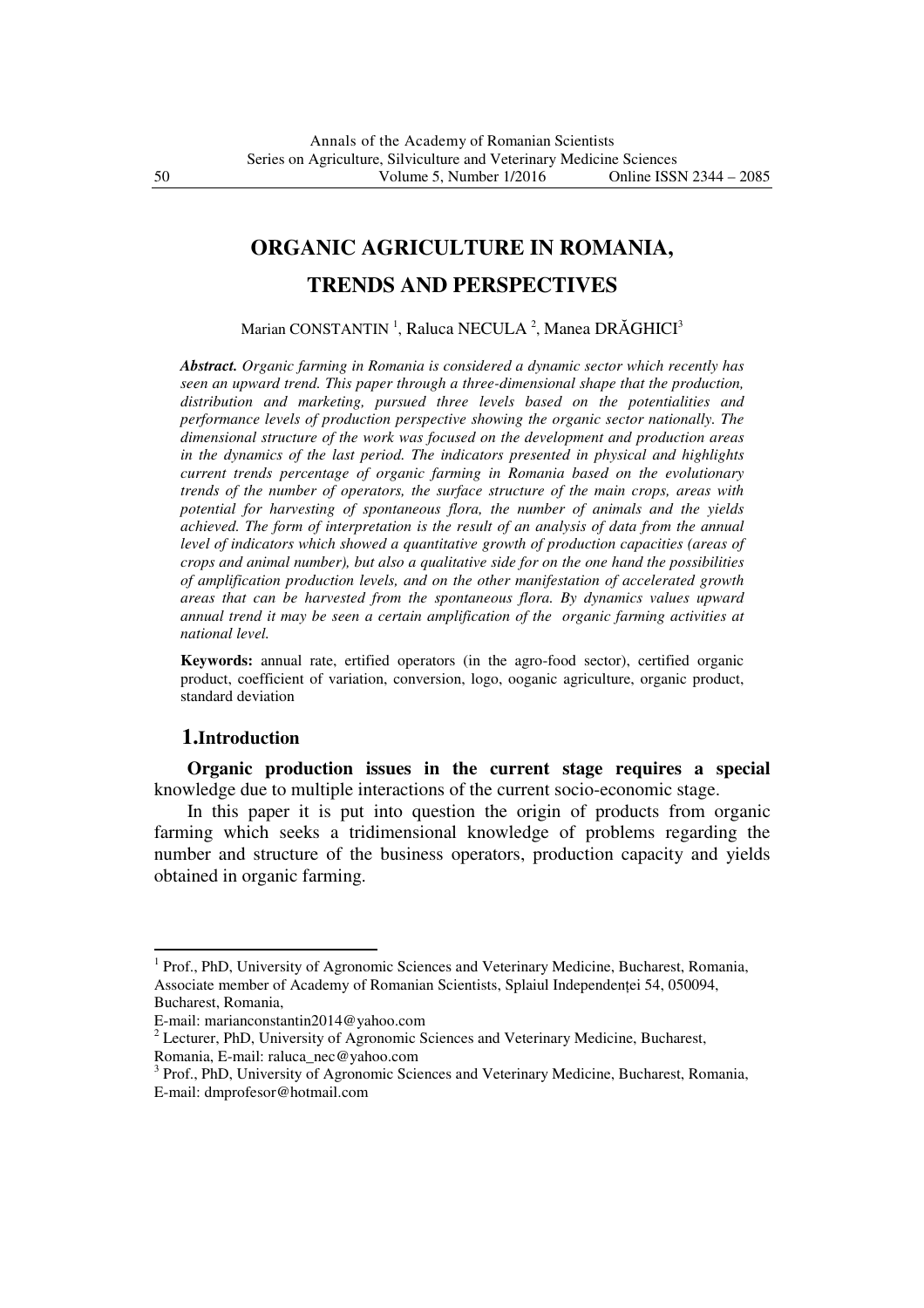# ORGANIC AGRICULTURE IN ROMANIA, TRENDS AND PERSPECTIVES

Marian CONSTANTIN [1], Raluca NECULA [2], Manea DRĂGHICI[3]

***Abstract.*** *Organic farming in Romania is considered a dynamic sector which recently has seen an upward trend. This paper through a three-dimensional shape that the production, distribution and marketing, pursued three levels based on the potentialities and performance levels of production perspective showing the organic sector nationally. The dimensional structure of the work was focused on the development and production areas in the dynamics of the last period. The indicators presented in physical and highlights current trends percentage of organic farming in Romania based on the evolutionary trends of the number of operators, the surface structure of the main crops, areas with potential for harvesting of spontaneous flora, the number of animals and the yields achieved. The form of interpretation is the result of an analysis of data from the annual level of indicators which showed a quantitative growth of production capacities (areas of crops and animal number), but also a qualitative side for on the one hand the possibilities of amplification production levels, and on the other manifestation of accelerated growth areas that can be harvested from the spontaneous flora. By dynamics values upward annual trend it may be seen a certain amplification of the organic farming activities at national level.*

**Keywords:** annual rate, ertified operators (in the agro-food sector), certified organic product, coefficient of variation, conversion, logo, ooganic agriculture, organic product, standard deviation

## 1.Introduction

**Organic production issues in the current stage requires a special** knowledge due to multiple interactions of the current socio-economic stage.

In this paper it is put into question the origin of products from organic farming which seeks a tridimensional knowledge of problems regarding the number and structure of the business operators, production capacity and yields obtained in organic farming.

[1] Prof., PhD, University of Agronomic Sciences and Veterinary Medicine, Bucharest, Romania, Associate member of Academy of Romanian Scientists, Splaiul Independenței 54, 050094, Bucharest, Romania,
E-mail: marianconstantin2014@yahoo.com

[2] Lecturer, PhD, University of Agronomic Sciences and Veterinary Medicine, Bucharest, Romania, E-mail: raluca_nec@yahoo.com

[3] Prof., PhD, University of Agronomic Sciences and Veterinary Medicine, Bucharest, Romania, E-mail: dmprofesor@hotmail.com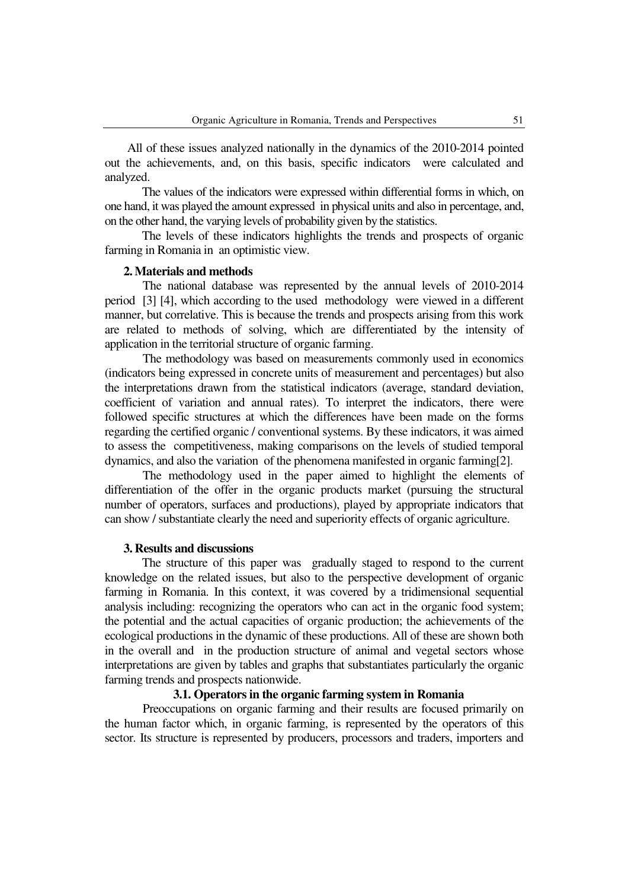All of these issues analyzed nationally in the dynamics of the 2010-2014 pointed out the achievements, and, on this basis, specific indicators were calculated and analyzed.

The values of the indicators were expressed within differential forms in which, on one hand, it was played the amount expressed in physical units and also in percentage, and, on the other hand, the varying levels of probability given by the statistics.

The levels of these indicators highlights the trends and prospects of organic farming in Romania in an optimistic view.

## 2. Materials and methods

The national database was represented by the annual levels of 2010-2014 period [3] [4], which according to the used methodology were viewed in a different manner, but correlative. This is because the trends and prospects arising from this work are related to methods of solving, which are differentiated by the intensity of application in the territorial structure of organic farming.

The methodology was based on measurements commonly used in economics (indicators being expressed in concrete units of measurement and percentages) but also the interpretations drawn from the statistical indicators (average, standard deviation, coefficient of variation and annual rates). To interpret the indicators, there were followed specific structures at which the differences have been made on the forms regarding the certified organic / conventional systems. By these indicators, it was aimed to assess the competitiveness, making comparisons on the levels of studied temporal dynamics, and also the variation of the phenomena manifested in organic farming[2].

The methodology used in the paper aimed to highlight the elements of differentiation of the offer in the organic products market (pursuing the structural number of operators, surfaces and productions), played by appropriate indicators that can show / substantiate clearly the need and superiority effects of organic agriculture.

## 3. Results and discussions

The structure of this paper was gradually staged to respond to the current knowledge on the related issues, but also to the perspective development of organic farming in Romania. In this context, it was covered by a tridimensional sequential analysis including: recognizing the operators who can act in the organic food system; the potential and the actual capacities of organic production; the achievements of the ecological productions in the dynamic of these productions. All of these are shown both in the overall and in the production structure of animal and vegetal sectors whose interpretations are given by tables and graphs that substantiates particularly the organic farming trends and prospects nationwide.

### 3.1. Operators in the organic farming system in Romania

Preoccupations on organic farming and their results are focused primarily on the human factor which, in organic farming, is represented by the operators of this sector. Its structure is represented by producers, processors and traders, importers and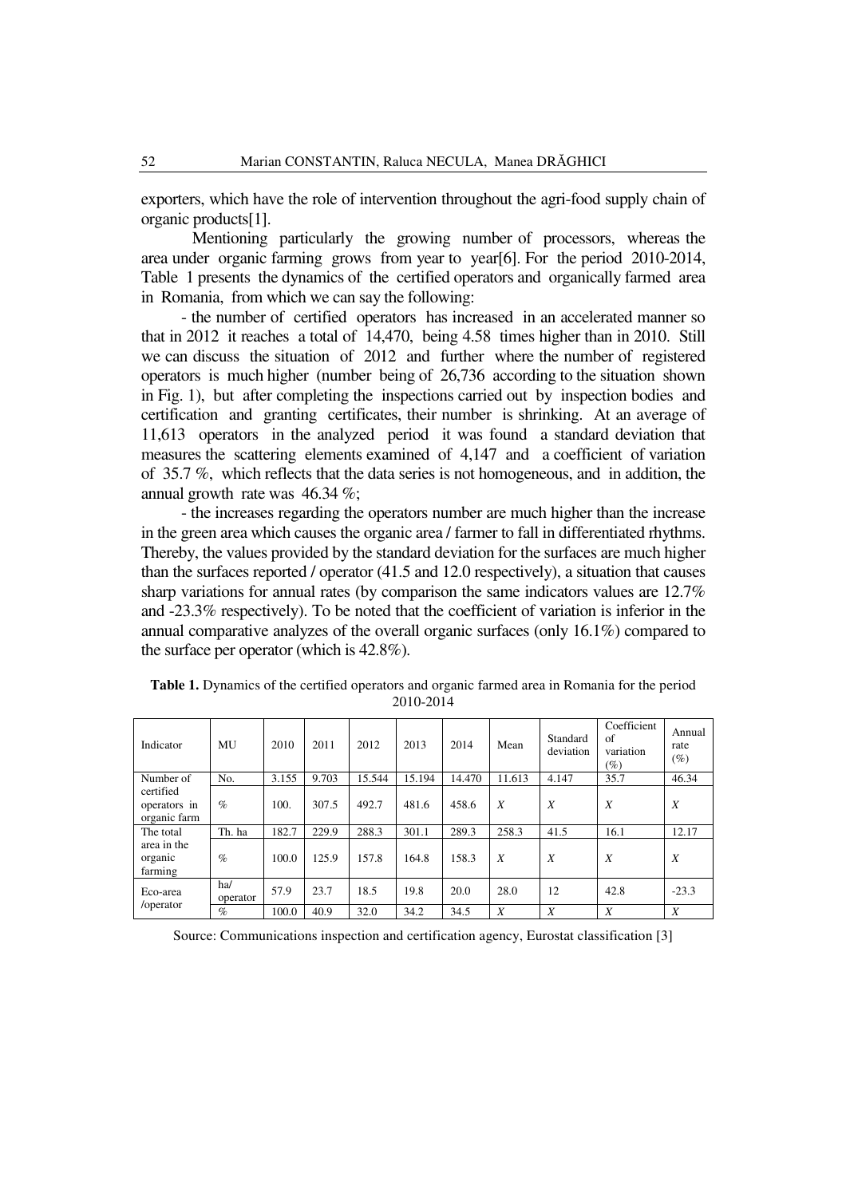exporters, which have the role of intervention throughout the agri-food supply chain of organic products[1].

Mentioning particularly the growing number of processors, whereas the area under organic farming grows from year to year[6]. For the period 2010-2014, Table 1 presents the dynamics of the certified operators and organically farmed area in Romania, from which we can say the following:

- the number of certified operators has increased in an accelerated manner so that in 2012 it reaches a total of 14,470, being 4.58 times higher than in 2010. Still we can discuss the situation of 2012 and further where the number of registered operators is much higher (number being of 26,736 according to the situation shown in Fig. 1), but after completing the inspections carried out by inspection bodies and certification and granting certificates, their number is shrinking. At an average of 11,613 operators in the analyzed period it was found a standard deviation that measures the scattering elements examined of 4,147 and a coefficient of variation of 35.7 %, which reflects that the data series is not homogeneous, and in addition, the annual growth rate was 46.34 %;

- the increases regarding the operators number are much higher than the increase in the green area which causes the organic area / farmer to fall in differentiated rhythms. Thereby, the values provided by the standard deviation for the surfaces are much higher than the surfaces reported / operator (41.5 and 12.0 respectively), a situation that causes sharp variations for annual rates (by comparison the same indicators values are 12.7% and -23.3% respectively). To be noted that the coefficient of variation is inferior in the annual comparative analyzes of the overall organic surfaces (only 16.1%) compared to the surface per operator (which is 42.8%).

**Table 1.** Dynamics of the certified operators and organic farmed area in Romania for the period 2010-2014

| Indicator | MU | 2010 | 2011 | 2012 | 2013 | 2014 | Mean | Standard deviation | Coefficient of variation (%) | Annual rate (%) |
|---|---|---|---|---|---|---|---|---|---|---|
| Number of certified operators in organic farm | No. | 3.155 | 9.703 | 15.544 | 15.194 | 14.470 | 11.613 | 4.147 | 35.7 | 46.34 |
| | % | 100. | 307.5 | 492.7 | 481.6 | 458.6 | *X* | *X* | *X* | *X* |
| The total area in the organic farming | Th. ha | 182.7 | 229.9 | 288.3 | 301.1 | 289.3 | 258.3 | 41.5 | 16.1 | 12.17 |
| | % | 100.0 | 125.9 | 157.8 | 164.8 | 158.3 | *X* | *X* | *X* | *X* |
| Eco-area /operator | ha/ operator | 57.9 | 23.7 | 18.5 | 19.8 | 20.0 | 28.0 | 12 | 42.8 | -23.3 |
| | % | 100.0 | 40.9 | 32.0 | 34.2 | 34.5 | *X* | *X* | *X* | *X* |

Source: Communications inspection and certification agency, Eurostat classification [3]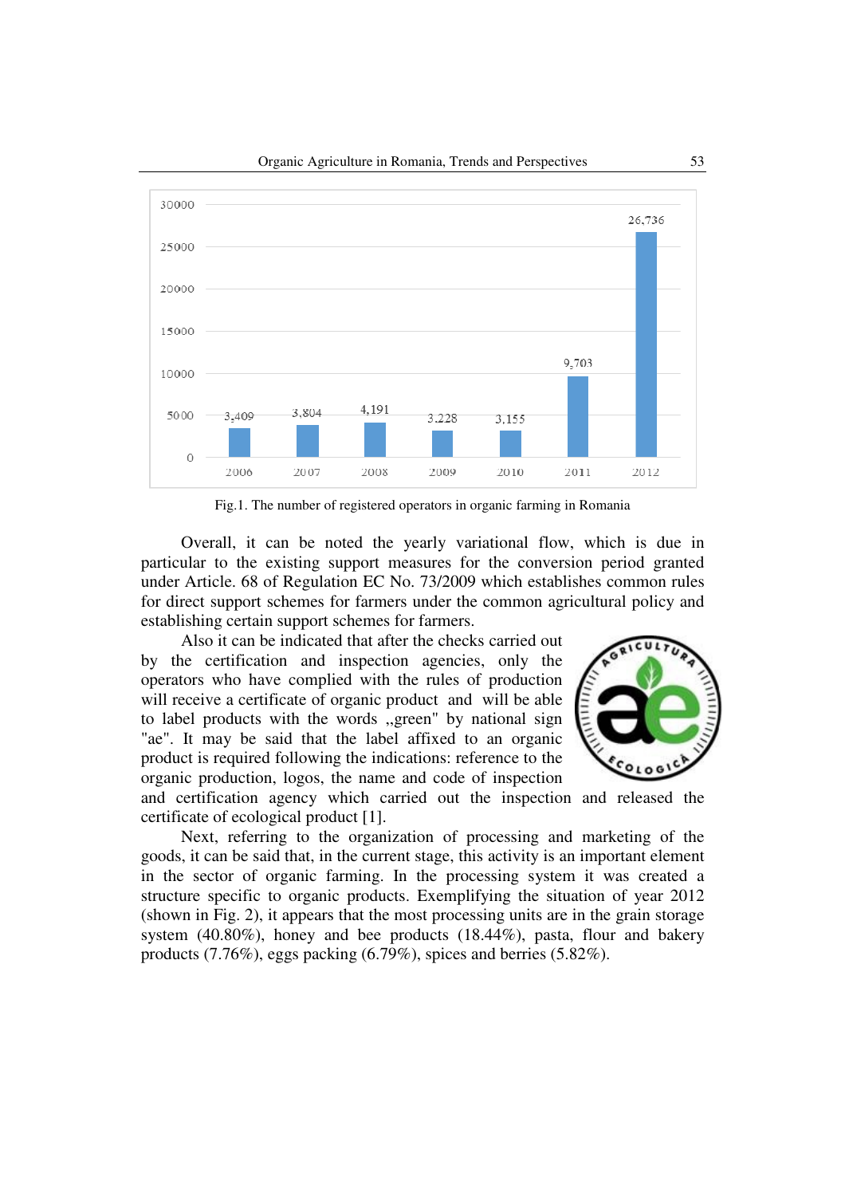Fig.1. The number of registered operators in organic farming in Romania

Overall, it can be noted the yearly variational flow, which is due in particular to the existing support measures for the conversion period granted under Article. 68 of Regulation EC No. 73/2009 which establishes common rules for direct support schemes for farmers under the common agricultural policy and establishing certain support schemes for farmers.

Also it can be indicated that after the checks carried out by the certification and inspection agencies, only the operators who have complied with the rules of production will receive a certificate of organic product and will be able to label products with the words „green" by national sign "ae". It may be said that the label affixed to an organic product is required following the indications: reference to the organic production, logos, the name and code of inspection and certification agency which carried out the inspection and released the certificate of ecological product [1].

Next, referring to the organization of processing and marketing of the goods, it can be said that, in the current stage, this activity is an important element in the sector of organic farming. In the processing system it was created a structure specific to organic products. Exemplifying the situation of year 2012 (shown in Fig. 2), it appears that the most processing units are in the grain storage system (40.80%), honey and bee products (18.44%), pasta, flour and bakery products (7.76%), eggs packing (6.79%), spices and berries (5.82%).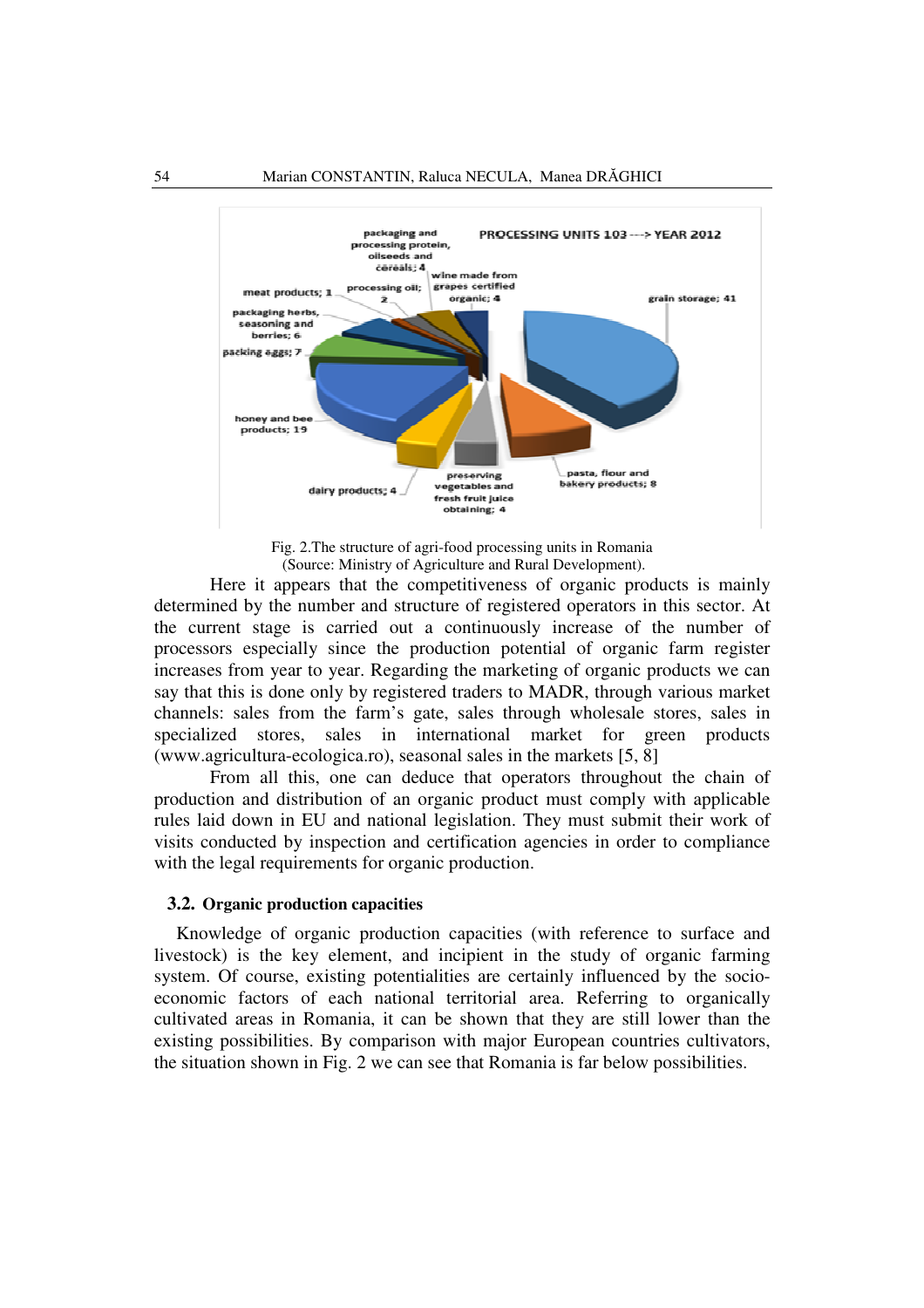Fig. 2.The structure of agri-food processing units in Romania
(Source: Ministry of Agriculture and Rural Development).

Here it appears that the competitiveness of organic products is mainly determined by the number and structure of registered operators in this sector. At the current stage is carried out a continuously increase of the number of processors especially since the production potential of organic farm register increases from year to year. Regarding the marketing of organic products we can say that this is done only by registered traders to MADR, through various market channels: sales from the farm's gate, sales through wholesale stores, sales in specialized stores, sales in international market for green products (www.agricultura-ecologica.ro), seasonal sales in the markets [5, 8]

From all this, one can deduce that operators throughout the chain of production and distribution of an organic product must comply with applicable rules laid down in EU and national legislation. They must submit their work of visits conducted by inspection and certification agencies in order to compliance with the legal requirements for organic production.

### 3.2. Organic production capacities

Knowledge of organic production capacities (with reference to surface and livestock) is the key element, and incipient in the study of organic farming system. Of course, existing potentialities are certainly influenced by the socio-economic factors of each national territorial area. Referring to organically cultivated areas in Romania, it can be shown that they are still lower than the existing possibilities. By comparison with major European countries cultivators, the situation shown in Fig. 2 we can see that Romania is far below possibilities.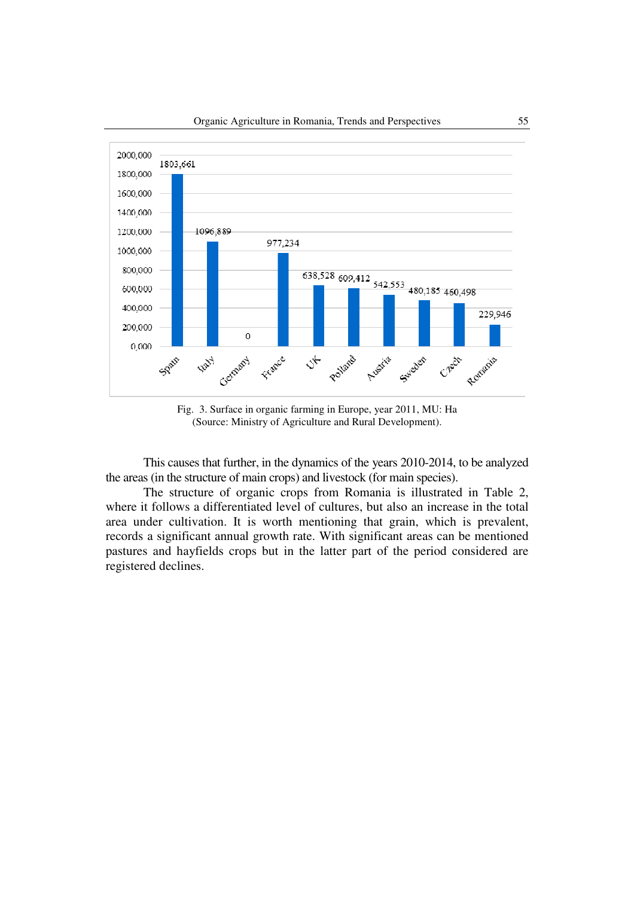Fig. 3. Surface in organic farming in Europe, year 2011, MU: Ha
(Source: Ministry of Agriculture and Rural Development).

This causes that further, in the dynamics of the years 2010-2014, to be analyzed the areas (in the structure of main crops) and livestock (for main species).

The structure of organic crops from Romania is illustrated in Table 2, where it follows a differentiated level of cultures, but also an increase in the total area under cultivation. It is worth mentioning that grain, which is prevalent, records a significant annual growth rate. With significant areas can be mentioned pastures and hayfields crops but in the latter part of the period considered are registered declines.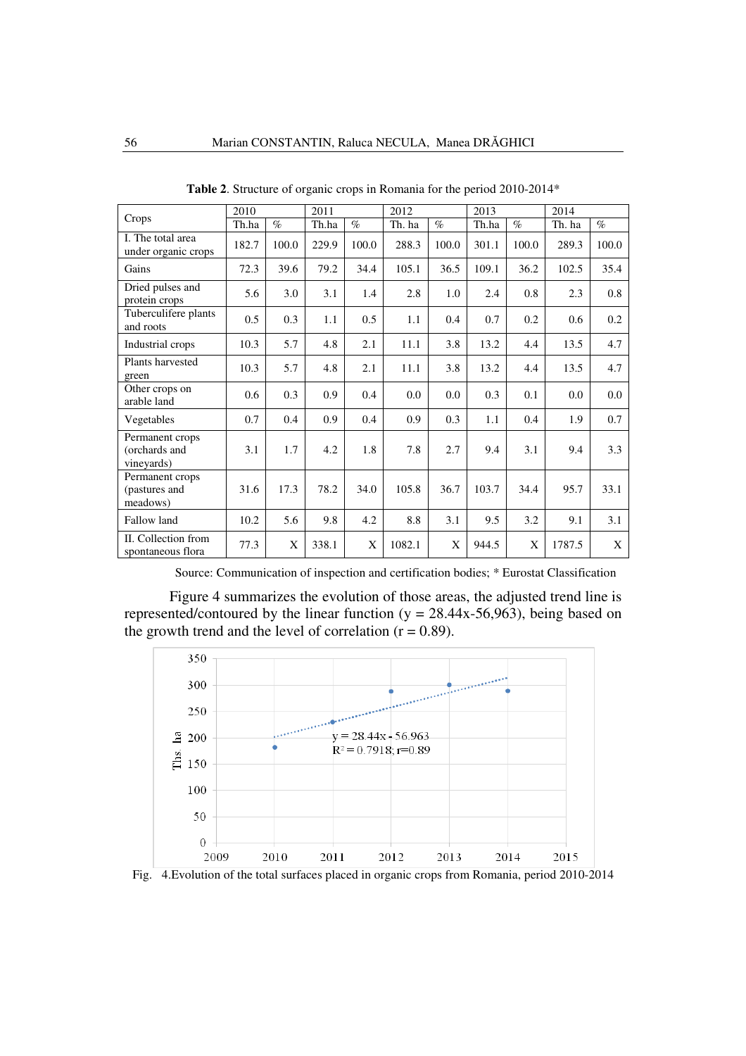**Table 2**. Structure of organic crops in Romania for the period 2010-2014*

| Crops | 2010 | | 2011 | | 2012 | | 2013 | | 2014 | |
|---|---|---|---|---|---|---|---|---|---|---|
| | Th.ha | % | Th.ha | % | Th. ha | % | Th.ha | % | Th. ha | % |
| I. The total area under organic crops | 182.7 | 100.0 | 229.9 | 100.0 | 288.3 | 100.0 | 301.1 | 100.0 | 289.3 | 100.0 |
| Gains | 72.3 | 39.6 | 79.2 | 34.4 | 105.1 | 36.5 | 109.1 | 36.2 | 102.5 | 35.4 |
| Dried pulses and protein crops | 5.6 | 3.0 | 3.1 | 1.4 | 2.8 | 1.0 | 2.4 | 0.8 | 2.3 | 0.8 |
| Tuberculifere plants and roots | 0.5 | 0.3 | 1.1 | 0.5 | 1.1 | 0.4 | 0.7 | 0.2 | 0.6 | 0.2 |
| Industrial crops | 10.3 | 5.7 | 4.8 | 2.1 | 11.1 | 3.8 | 13.2 | 4.4 | 13.5 | 4.7 |
| Plants harvested green | 10.3 | 5.7 | 4.8 | 2.1 | 11.1 | 3.8 | 13.2 | 4.4 | 13.5 | 4.7 |
| Other crops on arable land | 0.6 | 0.3 | 0.9 | 0.4 | 0.0 | 0.0 | 0.3 | 0.1 | 0.0 | 0.0 |
| Vegetables | 0.7 | 0.4 | 0.9 | 0.4 | 0.9 | 0.3 | 1.1 | 0.4 | 1.9 | 0.7 |
| Permanent crops (orchards and vineyards) | 3.1 | 1.7 | 4.2 | 1.8 | 7.8 | 2.7 | 9.4 | 3.1 | 9.4 | 3.3 |
| Permanent crops (pastures and meadows) | 31.6 | 17.3 | 78.2 | 34.0 | 105.8 | 36.7 | 103.7 | 34.4 | 95.7 | 33.1 |
| Fallow land | 10.2 | 5.6 | 9.8 | 4.2 | 8.8 | 3.1 | 9.5 | 3.2 | 9.1 | 3.1 |
| II. Collection from spontaneous flora | 77.3 | X | 338.1 | X | 1082.1 | X | 944.5 | X | 1787.5 | X |

Source: Communication of inspection and certification bodies; * Eurostat Classification

Figure 4 summarizes the evolution of those areas, the adjusted trend line is represented/contoured by the linear function ($y = 28.44x-56,963$), being based on the growth trend and the level of correlation ($r = 0.89$).

Fig. 4.Evolution of the total surfaces placed in organic crops from Romania, period 2010-2014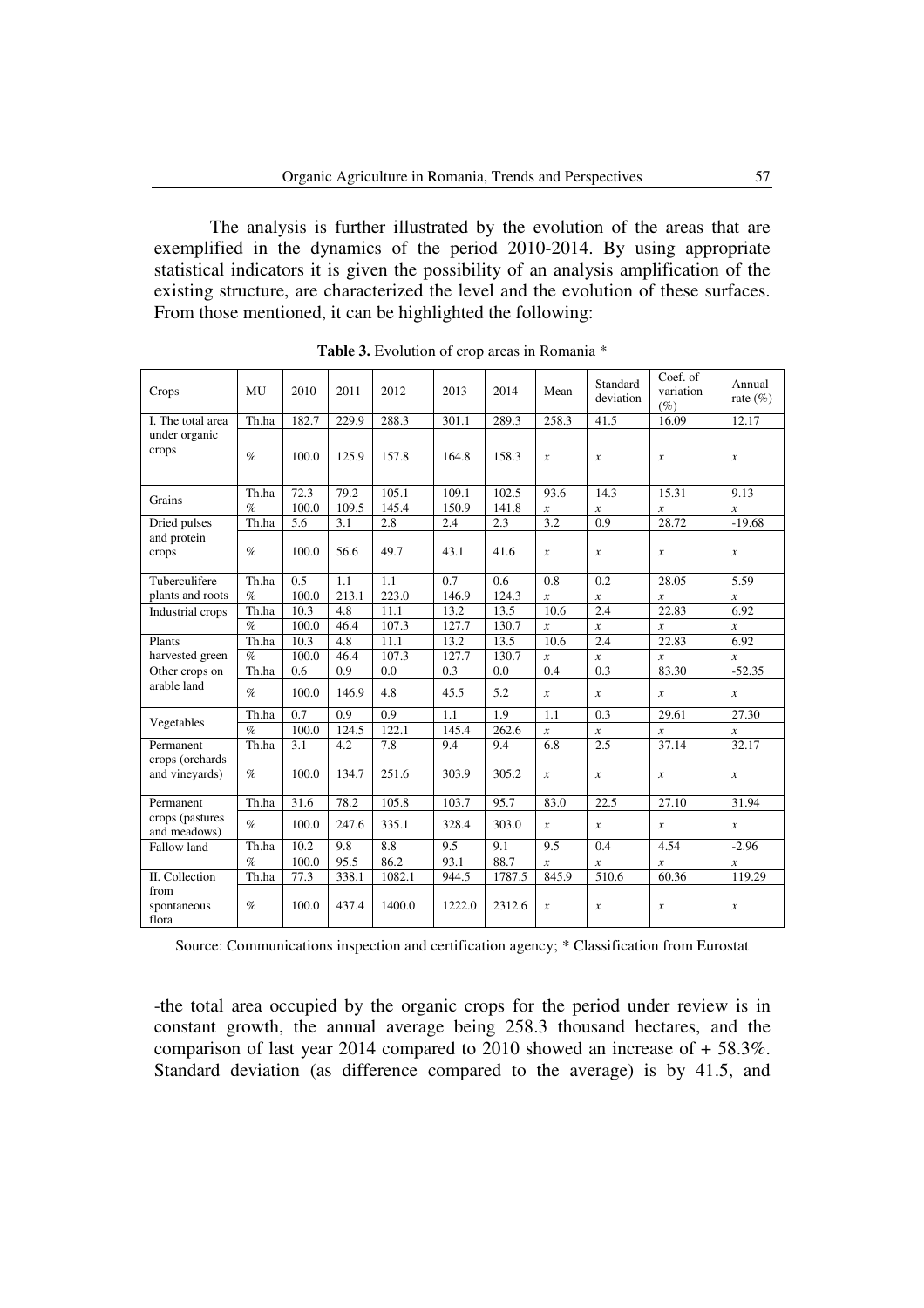The analysis is further illustrated by the evolution of the areas that are exemplified in the dynamics of the period 2010-2014. By using appropriate statistical indicators it is given the possibility of an analysis amplification of the existing structure, are characterized the level and the evolution of these surfaces. From those mentioned, it can be highlighted the following:

**Table 3.** Evolution of crop areas in Romania *

| Crops | MU | 2010 | 2011 | 2012 | 2013 | 2014 | Mean | Standard deviation | Coef. of variation (%) | Annual rate (%) |
|---|---|---|---|---|---|---|---|---|---|---|
| I. The total area under organic crops | Th.ha | 182.7 | 229.9 | 288.3 | 301.1 | 289.3 | 258.3 | 41.5 | 16.09 | 12.17 |
| | % | 100.0 | 125.9 | 157.8 | 164.8 | 158.3 | x | x | x | x |
| Grains | Th.ha | 72.3 | 79.2 | 105.1 | 109.1 | 102.5 | 93.6 | 14.3 | 15.31 | 9.13 |
| | % | 100.0 | 109.5 | 145.4 | 150.9 | 141.8 | x | x | x | x |
| Dried pulses and protein crops | Th.ha | 5.6 | 3.1 | 2.8 | 2.4 | 2.3 | 3.2 | 0.9 | 28.72 | -19.68 |
| | % | 100.0 | 56.6 | 49.7 | 43.1 | 41.6 | x | x | x | x |
| Tuberculifere plants and roots | Th.ha | 0.5 | 1.1 | 1.1 | 0.7 | 0.6 | 0.8 | 0.2 | 28.05 | 5.59 |
| | % | 100.0 | 213.1 | 223.0 | 146.9 | 124.3 | x | x | x | x |
| Industrial crops | Th.ha | 10.3 | 4.8 | 11.1 | 13.2 | 13.5 | 10.6 | 2.4 | 22.83 | 6.92 |
| | % | 100.0 | 46.4 | 107.3 | 127.7 | 130.7 | x | x | x | x |
| Plants harvested green | Th.ha | 10.3 | 4.8 | 11.1 | 13.2 | 13.5 | 10.6 | 2.4 | 22.83 | 6.92 |
| | % | 100.0 | 46.4 | 107.3 | 127.7 | 130.7 | x | x | x | x |
| Other crops on arable land | Th.ha | 0.6 | 0.9 | 0.0 | 0.3 | 0.0 | 0.4 | 0.3 | 83.30 | -52.35 |
| | % | 100.0 | 146.9 | 4.8 | 45.5 | 5.2 | x | x | x | x |
| Vegetables | Th.ha | 0.7 | 0.9 | 0.9 | 1.1 | 1.9 | 1.1 | 0.3 | 29.61 | 27.30 |
| | % | 100.0 | 124.5 | 122.1 | 145.4 | 262.6 | x | x | x | x |
| Permanent crops (orchards and vineyards) | Th.ha | 3.1 | 4.2 | 7.8 | 9.4 | 9.4 | 6.8 | 2.5 | 37.14 | 32.17 |
| | % | 100.0 | 134.7 | 251.6 | 303.9 | 305.2 | x | x | x | x |
| Permanent crops (pastures and meadows) | Th.ha | 31.6 | 78.2 | 105.8 | 103.7 | 95.7 | 83.0 | 22.5 | 27.10 | 31.94 |
| | % | 100.0 | 247.6 | 335.1 | 328.4 | 303.0 | x | x | x | x |
| Fallow land | Th.ha | 10.2 | 9.8 | 8.8 | 9.5 | 9.1 | 9.5 | 0.4 | 4.54 | -2.96 |
| | % | 100.0 | 95.5 | 86.2 | 93.1 | 88.7 | x | x | x | x |
| II. Collection from spontaneous flora | Th.ha | 77.3 | 338.1 | 1082.1 | 944.5 | 1787.5 | 845.9 | 510.6 | 60.36 | 119.29 |
| | % | 100.0 | 437.4 | 1400.0 | 1222.0 | 2312.6 | x | x | x | x |

Source: Communications inspection and certification agency; * Classification from Eurostat

-the total area occupied by the organic crops for the period under review is in constant growth, the annual average being 258.3 thousand hectares, and the comparison of last year 2014 compared to 2010 showed an increase of + 58.3%. Standard deviation (as difference compared to the average) is by 41.5, and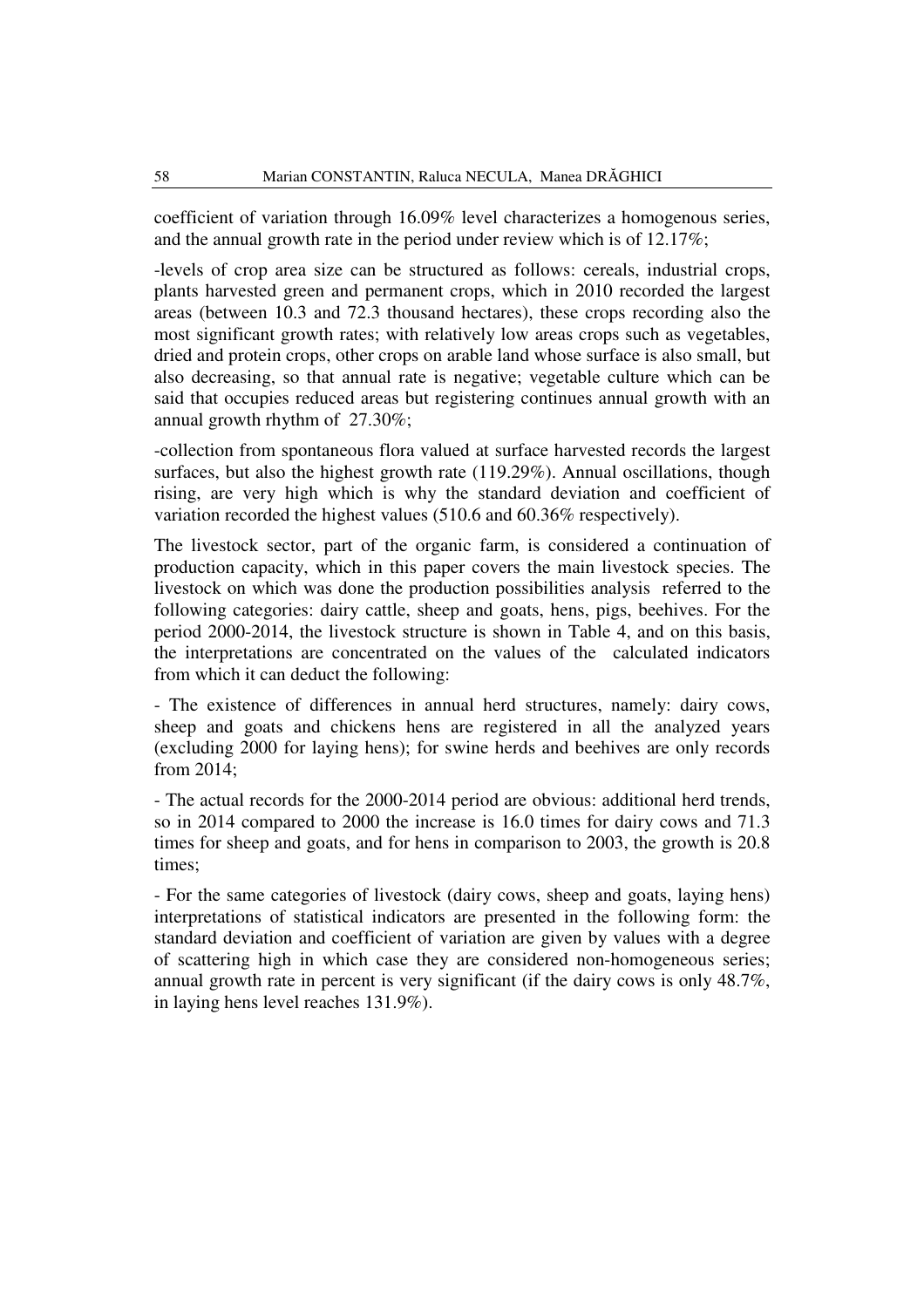coefficient of variation through 16.09% level characterizes a homogenous series, and the annual growth rate in the period under review which is of 12.17%;

-levels of crop area size can be structured as follows: cereals, industrial crops, plants harvested green and permanent crops, which in 2010 recorded the largest areas (between 10.3 and 72.3 thousand hectares), these crops recording also the most significant growth rates; with relatively low areas crops such as vegetables, dried and protein crops, other crops on arable land whose surface is also small, but also decreasing, so that annual rate is negative; vegetable culture which can be said that occupies reduced areas but registering continues annual growth with an annual growth rhythm of 27.30%;

-collection from spontaneous flora valued at surface harvested records the largest surfaces, but also the highest growth rate (119.29%). Annual oscillations, though rising, are very high which is why the standard deviation and coefficient of variation recorded the highest values (510.6 and 60.36% respectively).

The livestock sector, part of the organic farm, is considered a continuation of production capacity, which in this paper covers the main livestock species. The livestock on which was done the production possibilities analysis referred to the following categories: dairy cattle, sheep and goats, hens, pigs, beehives. For the period 2000-2014, the livestock structure is shown in Table 4, and on this basis, the interpretations are concentrated on the values of the calculated indicators from which it can deduct the following:

- The existence of differences in annual herd structures, namely: dairy cows, sheep and goats and chickens hens are registered in all the analyzed years (excluding 2000 for laying hens); for swine herds and beehives are only records from 2014;

- The actual records for the 2000-2014 period are obvious: additional herd trends, so in 2014 compared to 2000 the increase is 16.0 times for dairy cows and 71.3 times for sheep and goats, and for hens in comparison to 2003, the growth is 20.8 times;

- For the same categories of livestock (dairy cows, sheep and goats, laying hens) interpretations of statistical indicators are presented in the following form: the standard deviation and coefficient of variation are given by values with a degree of scattering high in which case they are considered non-homogeneous series; annual growth rate in percent is very significant (if the dairy cows is only 48.7%, in laying hens level reaches 131.9%).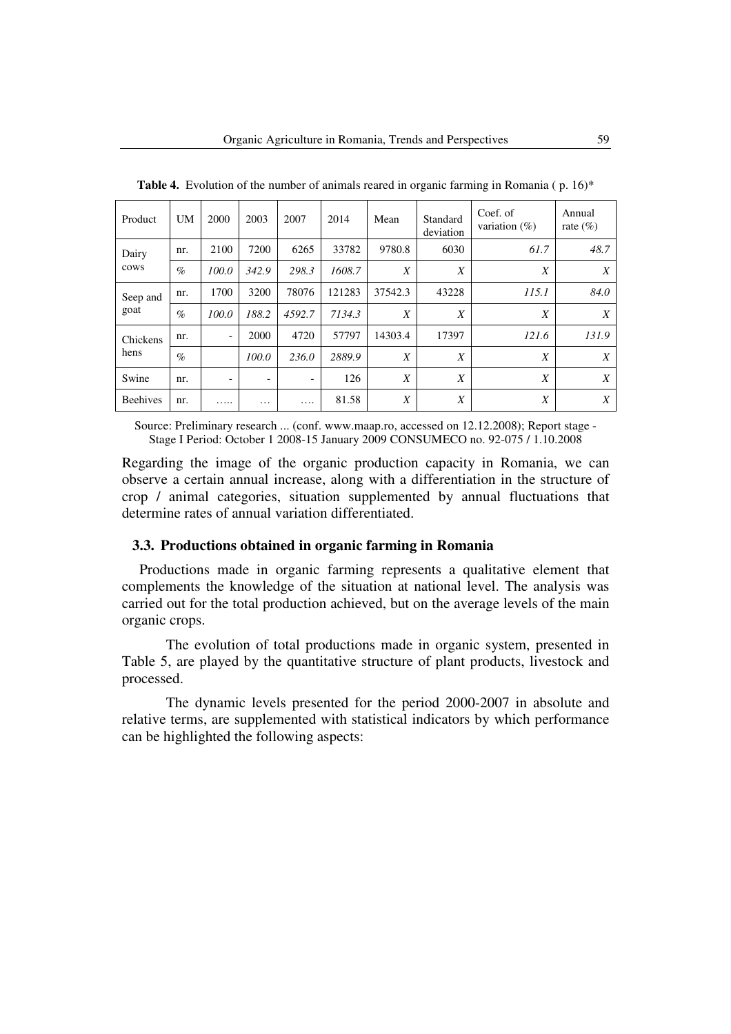**Table 4.** Evolution of the number of animals reared in organic farming in Romania ( p. 16)*

| Product | UM | 2000 | 2003 | 2007 | 2014 | Mean | Standard deviation | Coef. of variation (%) | Annual rate (%) |
|---|---|---|---|---|---|---|---|---|---|
| Dairy cows | nr. | 2100 | 7200 | 6265 | 33782 | 9780.8 | 6030 | *61.7* | *48.7* |
| | % | *100.0* | *342.9* | *298.3* | *1608.7* | X | X | X | X |
| Seep and goat | nr. | 1700 | 3200 | 78076 | 121283 | 37542.3 | 43228 | *115.1* | *84.0* |
| | % | *100.0* | *188.2* | *4592.7* | *7134.3* | X | X | X | X |
| Chickens hens | nr. | - | 2000 | 4720 | 57797 | 14303.4 | 17397 | *121.6* | *131.9* |
| | % | | *100.0* | *236.0* | *2889.9* | X | X | X | X |
| Swine | nr. | - | - | - | 126 | X | X | X | X |
| Beehives | nr. | ….. | … | …. | 81.58 | X | X | X | X |

Source: Preliminary research ... (conf. www.maap.ro, accessed on 12.12.2008); Report stage - Stage I Period: October 1 2008-15 January 2009 CONSUMECO no. 92-075 / 1.10.2008

Regarding the image of the organic production capacity in Romania, we can observe a certain annual increase, along with a differentiation in the structure of crop / animal categories, situation supplemented by annual fluctuations that determine rates of annual variation differentiated.

### 3.3. Productions obtained in organic farming in Romania

Productions made in organic farming represents a qualitative element that complements the knowledge of the situation at national level. The analysis was carried out for the total production achieved, but on the average levels of the main organic crops.

The evolution of total productions made in organic system, presented in Table 5, are played by the quantitative structure of plant products, livestock and processed.

The dynamic levels presented for the period 2000-2007 in absolute and relative terms, are supplemented with statistical indicators by which performance can be highlighted the following aspects: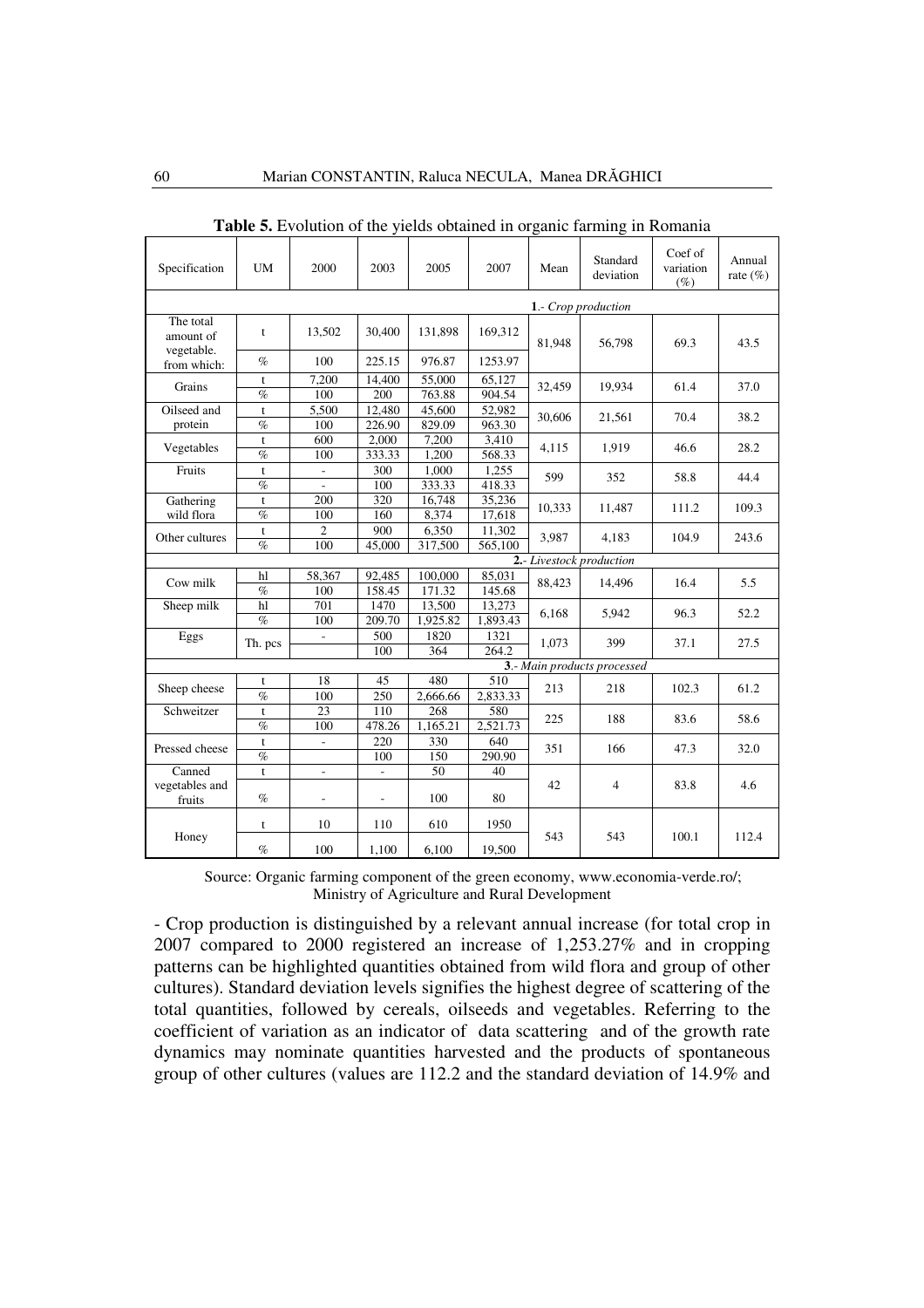**Table 5.** Evolution of the yields obtained in organic farming in Romania

| Specification | UM | 2000 | 2003 | 2005 | 2007 | Mean | Standard deviation | Coef of variation (%) | Annual rate (%) |
|---|---|---|---|---|---|---|---|---|---|
| *1.- Crop production* | | | | | | | | | |
| The total amount of vegetable. from which: | t | 13,502 | 30,400 | 131,898 | 169,312 | 81,948 | 56,798 | 69.3 | 43.5 |
| | % | 100 | 225.15 | 976.87 | 1253.97 | | | | |
| Grains | t | 7,200 | 14,400 | 55,000 | 65,127 | 32,459 | 19,934 | 61.4 | 37.0 |
| | % | 100 | 200 | 763.88 | 904.54 | | | | |
| Oilseed and protein | t | 5,500 | 12,480 | 45,600 | 52,982 | 30,606 | 21,561 | 70.4 | 38.2 |
| | % | 100 | 226.90 | 829.09 | 963.30 | | | | |
| Vegetables | t | 600 | 2,000 | 7,200 | 3,410 | 4,115 | 1,919 | 46.6 | 28.2 |
| | % | 100 | 333.33 | 1,200 | 568.33 | | | | |
| Fruits | t | - | 300 | 1,000 | 1,255 | 599 | 352 | 58.8 | 44.4 |
| | % | - | 100 | 333.33 | 418.33 | | | | |
| Gathering wild flora | t | 200 | 320 | 16,748 | 35,236 | 10,333 | 11,487 | 111.2 | 109.3 |
| | % | 100 | 160 | 8,374 | 17,618 | | | | |
| Other cultures | t | 2 | 900 | 6,350 | 11,302 | 3,987 | 4,183 | 104.9 | 243.6 |
| | % | 100 | 45,000 | 317,500 | 565,100 | | | | |
| *2.- Livestock production* | | | | | | | | | |
| Cow milk | hl | 58,367 | 92,485 | 100,000 | 85,031 | 88,423 | 14,496 | 16.4 | 5.5 |
| | % | 100 | 158.45 | 171.32 | 145.68 | | | | |
| Sheep milk | hl | 701 | 1470 | 13,500 | 13,273 | 6,168 | 5,942 | 96.3 | 52.2 |
| | % | 100 | 209.70 | 1,925.82 | 1,893.43 | | | | |
| Eggs | Th. pcs | - | 500 | 1820 | 1321 | 1,073 | 399 | 37.1 | 27.5 |
| | | | 100 | 364 | 264.2 | | | | |
| *3.- Main products processed* | | | | | | | | | |
| Sheep cheese | t | 18 | 45 | 480 | 510 | 213 | 218 | 102.3 | 61.2 |
| | % | 100 | 250 | 2,666.66 | 2,833.33 | | | | |
| Schweitzer | t | 23 | 110 | 268 | 580 | 225 | 188 | 83.6 | 58.6 |
| | % | 100 | 478.26 | 1,165.21 | 2,521.73 | | | | |
| Pressed cheese | t | - | 220 | 330 | 640 | 351 | 166 | 47.3 | 32.0 |
| | % | | 100 | 150 | 290.90 | | | | |
| Canned vegetables and fruits | t | - | - | 50 | 40 | 42 | 4 | 83.8 | 4.6 |
| | % | - | - | 100 | 80 | | | | |
| Honey | t | 10 | 110 | 610 | 1950 | 543 | 543 | 100.1 | 112.4 |
| | % | 100 | 1,100 | 6,100 | 19,500 | | | | |

Source: Organic farming component of the green economy, www.economia-verde.ro/; Ministry of Agriculture and Rural Development

- Crop production is distinguished by a relevant annual increase (for total crop in 2007 compared to 2000 registered an increase of 1,253.27% and in cropping patterns can be highlighted quantities obtained from wild flora and group of other cultures). Standard deviation levels signifies the highest degree of scattering of the total quantities, followed by cereals, oilseeds and vegetables. Referring to the coefficient of variation as an indicator of data scattering and of the growth rate dynamics may nominate quantities harvested and the products of spontaneous group of other cultures (values are 112.2 and the standard deviation of 14.9% and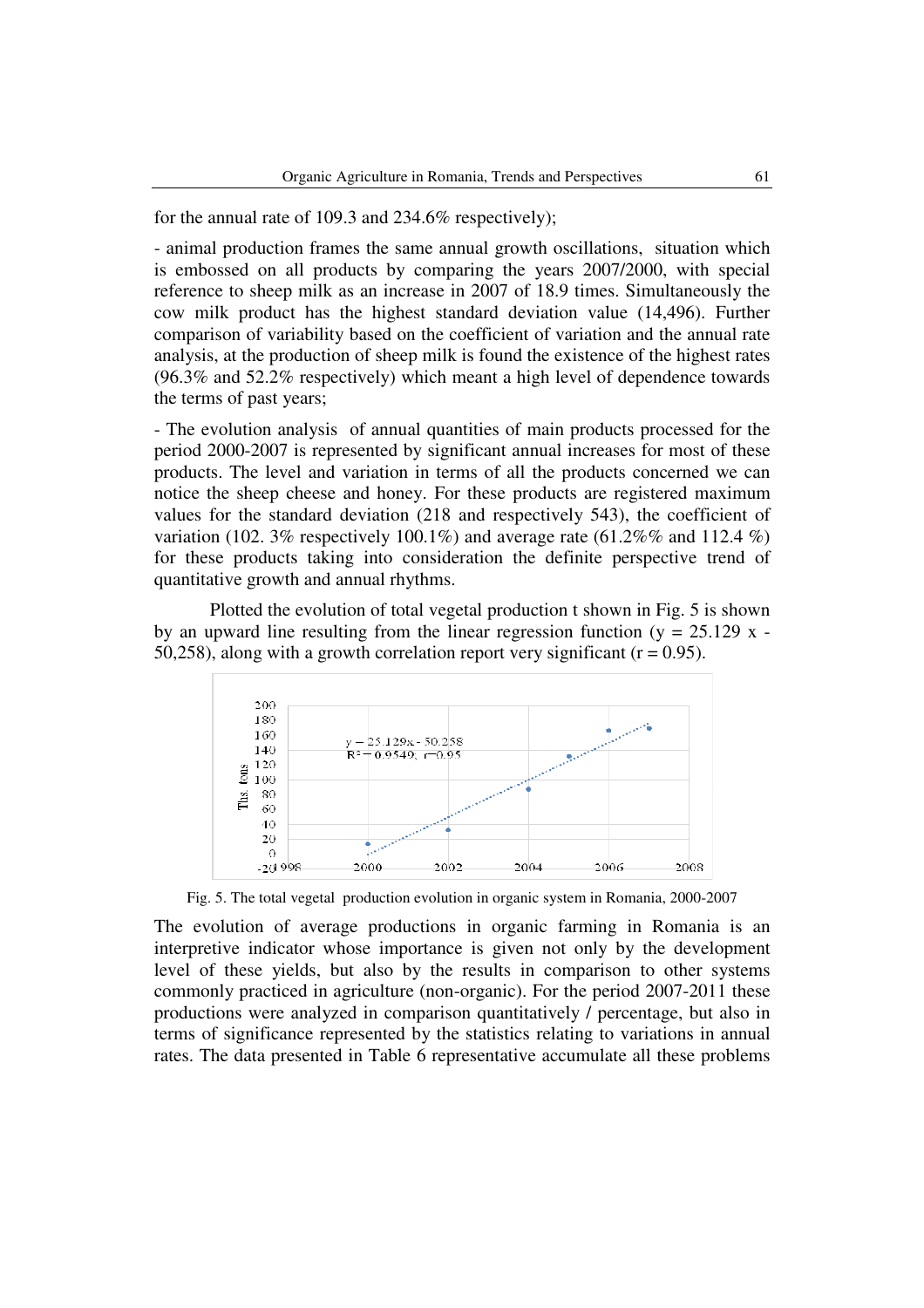for the annual rate of 109.3 and 234.6% respectively);

- animal production frames the same annual growth oscillations, situation which is embossed on all products by comparing the years 2007/2000, with special reference to sheep milk as an increase in 2007 of 18.9 times. Simultaneously the cow milk product has the highest standard deviation value (14,496). Further comparison of variability based on the coefficient of variation and the annual rate analysis, at the production of sheep milk is found the existence of the highest rates (96.3% and 52.2% respectively) which meant a high level of dependence towards the terms of past years;

- The evolution analysis of annual quantities of main products processed for the period 2000-2007 is represented by significant annual increases for most of these products. The level and variation in terms of all the products concerned we can notice the sheep cheese and honey. For these products are registered maximum values for the standard deviation (218 and respectively 543), the coefficient of variation (102. 3% respectively 100.1%) and average rate (61.2%% and 112.4 %) for these products taking into consideration the definite perspective trend of quantitative growth and annual rhythms.

Plotted the evolution of total vegetal production t shown in Fig. 5 is shown by an upward line resulting from the linear regression function ($y = 25.129\ x - 50{,}258$), along with a growth correlation report very significant ($r = 0.95$).

Fig. 5. The total vegetal production evolution in organic system in Romania, 2000-2007

The evolution of average productions in organic farming in Romania is an interpretive indicator whose importance is given not only by the development level of these yields, but also by the results in comparison to other systems commonly practiced in agriculture (non-organic). For the period 2007-2011 these productions were analyzed in comparison quantitatively / percentage, but also in terms of significance represented by the statistics relating to variations in annual rates. The data presented in Table 6 representative accumulate all these problems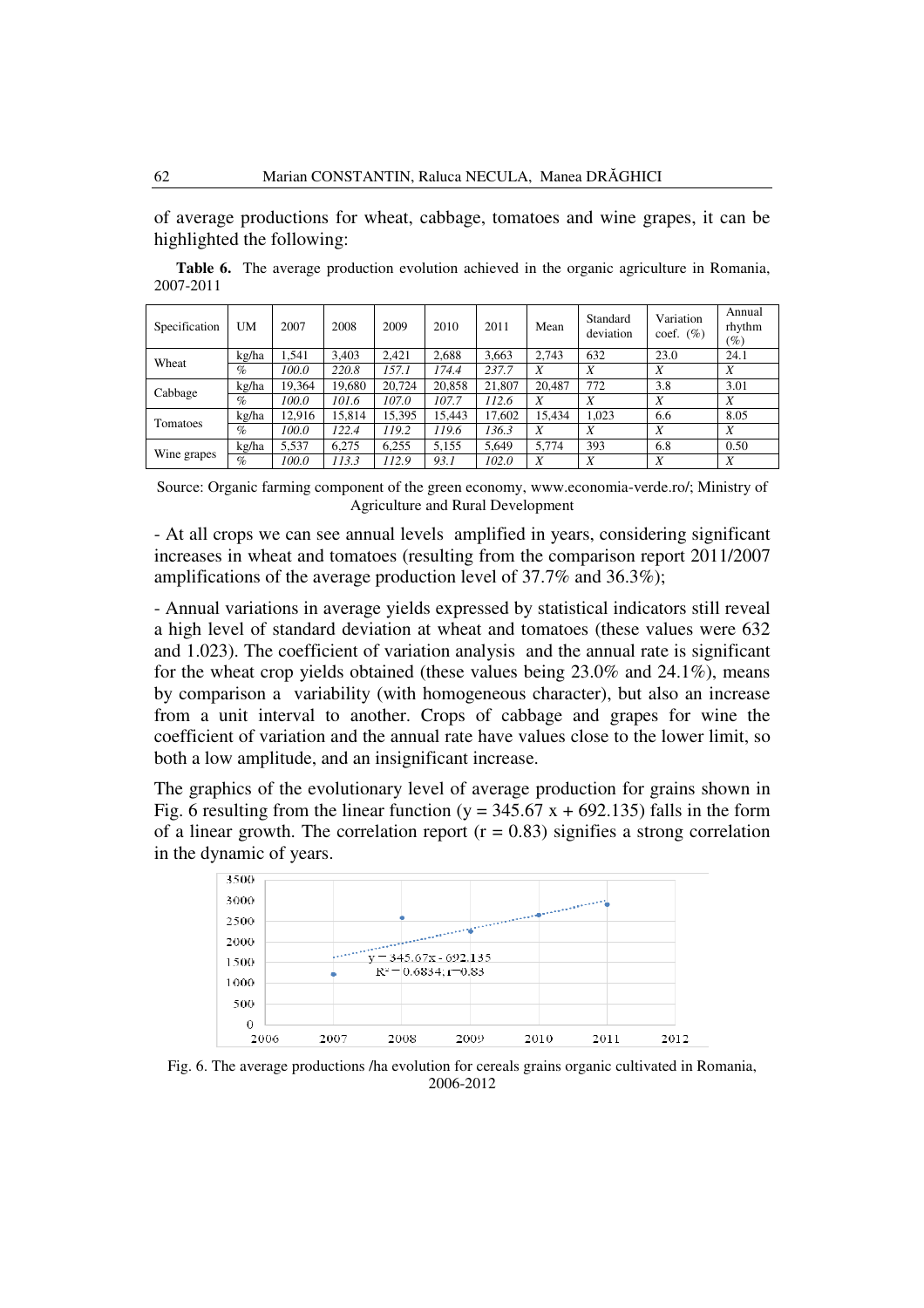of average productions for wheat, cabbage, tomatoes and wine grapes, it can be highlighted the following:

**Table 6.** The average production evolution achieved in the organic agriculture in Romania, 2007-2011

| Specification | UM | 2007 | 2008 | 2009 | 2010 | 2011 | Mean | Standard deviation | Variation coef. (%) | Annual rhythm (%) |
|---|---|---|---|---|---|---|---|---|---|---|
| Wheat | kg/ha | 1,541 | 3,403 | 2,421 | 2,688 | 3,663 | 2,743 | 632 | 23.0 | 24.1 |
| | % | *100.0* | *220.8* | *157.1* | *174.4* | *237.7* | *X* | *X* | *X* | *X* |
| Cabbage | kg/ha | 19,364 | 19,680 | 20,724 | 20,858 | 21,807 | 20,487 | 772 | 3.8 | 3.01 |
| | % | *100.0* | *101.6* | *107.0* | *107.7* | *112.6* | *X* | *X* | *X* | *X* |
| Tomatoes | kg/ha | 12,916 | 15,814 | 15,395 | 15,443 | 17,602 | 15,434 | 1,023 | 6.6 | 8.05 |
| | % | *100.0* | *122.4* | *119.2* | *119.6* | *136.3* | *X* | *X* | *X* | *X* |
| Wine grapes | kg/ha | 5,537 | 6,275 | 6,255 | 5,155 | 5,649 | 5,774 | 393 | 6.8 | 0.50 |
| | % | *100.0* | *113.3* | *112.9* | *93.1* | *102.0* | *X* | *X* | *X* | *X* |

Source: Organic farming component of the green economy, www.economia-verde.ro/; Ministry of Agriculture and Rural Development

- At all crops we can see annual levels amplified in years, considering significant increases in wheat and tomatoes (resulting from the comparison report 2011/2007 amplifications of the average production level of 37.7% and 36.3%);

- Annual variations in average yields expressed by statistical indicators still reveal a high level of standard deviation at wheat and tomatoes (these values were 632 and 1.023). The coefficient of variation analysis and the annual rate is significant for the wheat crop yields obtained (these values being 23.0% and 24.1%), means by comparison a variability (with homogeneous character), but also an increase from a unit interval to another. Crops of cabbage and grapes for wine the coefficient of variation and the annual rate have values close to the lower limit, so both a low amplitude, and an insignificant increase.

The graphics of the evolutionary level of average production for grains shown in Fig. 6 resulting from the linear function ($y = 345.67\ x + 692.135$) falls in the form of a linear growth. The correlation report ($r = 0.83$) signifies a strong correlation in the dynamic of years.

Fig. 6. The average productions /ha evolution for cereals grains organic cultivated in Romania, 2006-2012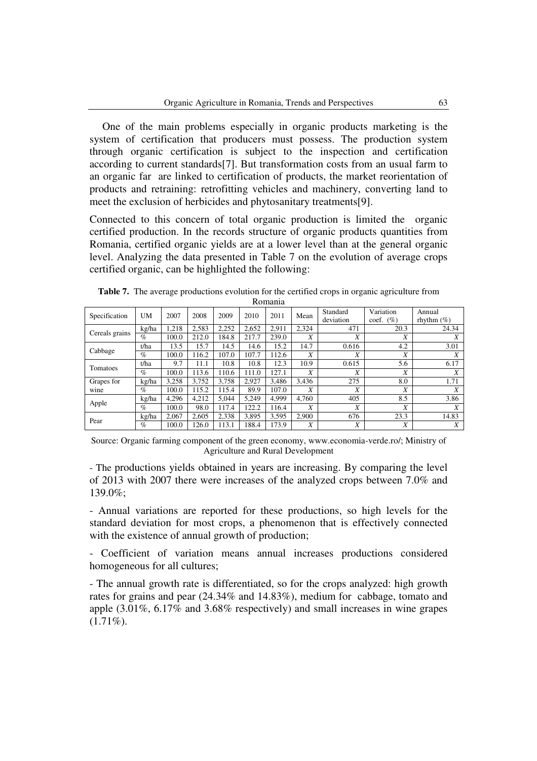One of the main problems especially in organic products marketing is the system of certification that producers must possess. The production system through organic certification is subject to the inspection and certification according to current standards[7]. But transformation costs from an usual farm to an organic far are linked to certification of products, the market reorientation of products and retraining: retrofitting vehicles and machinery, converting land to meet the exclusion of herbicides and phytosanitary treatments[9].

Connected to this concern of total organic production is limited the organic certified production. In the records structure of organic products quantities from Romania, certified organic yields are at a lower level than at the general organic level. Analyzing the data presented in Table 7 on the evolution of average crops certified organic, can be highlighted the following:

**Table 7.** The average productions evolution for the certified crops in organic agriculture from Romania

| Specification | UM | 2007 | 2008 | 2009 | 2010 | 2011 | Mean | Standard deviation | Variation coef. (%) | Annual rhythm (%) |
|---|---|---|---|---|---|---|---|---|---|---|
| Cereals grains | kg/ha | 1,218 | 2,583 | 2,252 | 2,652 | 2,911 | 2,324 | 471 | 20.3 | 24.34 |
| | % | 100.0 | 212.0 | 184.8 | 217.7 | 239.0 | X | X | X | X |
| Cabbage | t/ha | 13.5 | 15.7 | 14.5 | 14.6 | 15.2 | 14.7 | 0.616 | 4.2 | 3.01 |
| | % | 100.0 | 116.2 | 107.0 | 107.7 | 112.6 | X | X | X | X |
| Tomatoes | t/ha | 9.7 | 11.1 | 10.8 | 10.8 | 12.3 | 10.9 | 0.615 | 5.6 | 6.17 |
| | % | 100.0 | 113.6 | 110.6 | 111.0 | 127.1 | X | X | X | X |
| Grapes for wine | kg/ha | 3,258 | 3,752 | 3,758 | 2,927 | 3,486 | 3,436 | 275 | 8.0 | 1.71 |
| | % | 100.0 | 115.2 | 115.4 | 89.9 | 107.0 | X | X | X | X |
| Apple | kg/ha | 4,296 | 4,212 | 5,044 | 5,249 | 4,999 | 4,760 | 405 | 8.5 | 3.86 |
| | % | 100.0 | 98.0 | 117.4 | 122.2 | 116.4 | X | X | X | X |
| Pear | kg/ha | 2,067 | 2,605 | 2,338 | 3,895 | 3,595 | 2,900 | 676 | 23.3 | 14.83 |
| | % | 100.0 | 126.0 | 113.1 | 188.4 | 173.9 | X | X | X | X |

Source: Organic farming component of the green economy, www.economia-verde.ro/; Ministry of Agriculture and Rural Development

- The productions yields obtained in years are increasing. By comparing the level of 2013 with 2007 there were increases of the analyzed crops between 7.0% and 139.0%;

- Annual variations are reported for these productions, so high levels for the standard deviation for most crops, a phenomenon that is effectively connected with the existence of annual growth of production;

- Coefficient of variation means annual increases productions considered homogeneous for all cultures;

- The annual growth rate is differentiated, so for the crops analyzed: high growth rates for grains and pear (24.34% and 14.83%), medium for cabbage, tomato and apple (3.01%, 6.17% and 3.68% respectively) and small increases in wine grapes (1.71%).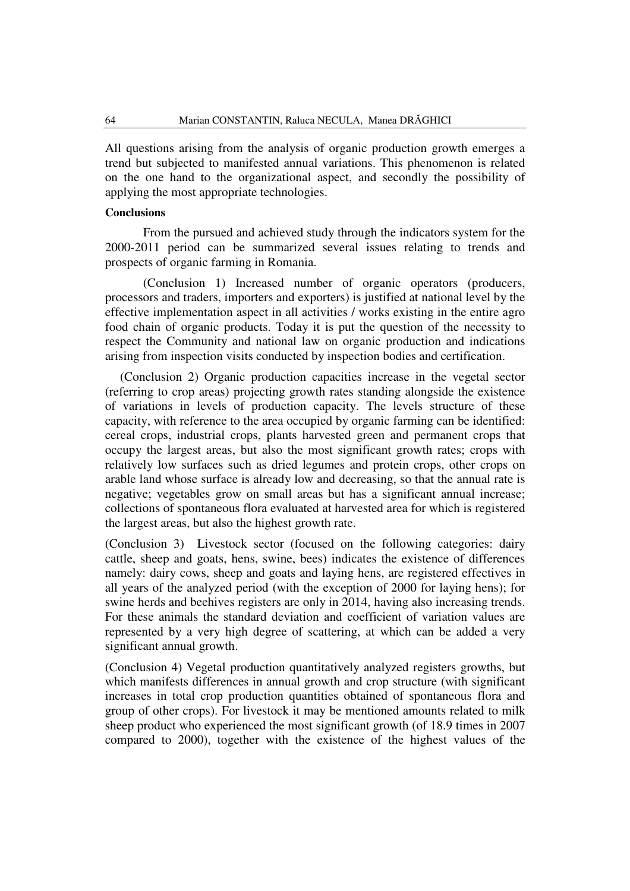All questions arising from the analysis of organic production growth emerges a trend but subjected to manifested annual variations. This phenomenon is related on the one hand to the organizational aspect, and secondly the possibility of applying the most appropriate technologies.

**Conclusions**

From the pursued and achieved study through the indicators system for the 2000-2011 period can be summarized several issues relating to trends and prospects of organic farming in Romania.

(Conclusion 1) Increased number of organic operators (producers, processors and traders, importers and exporters) is justified at national level by the effective implementation aspect in all activities / works existing in the entire agro food chain of organic products. Today it is put the question of the necessity to respect the Community and national law on organic production and indications arising from inspection visits conducted by inspection bodies and certification.

(Conclusion 2) Organic production capacities increase in the vegetal sector (referring to crop areas) projecting growth rates standing alongside the existence of variations in levels of production capacity. The levels structure of these capacity, with reference to the area occupied by organic farming can be identified: cereal crops, industrial crops, plants harvested green and permanent crops that occupy the largest areas, but also the most significant growth rates; crops with relatively low surfaces such as dried legumes and protein crops, other crops on arable land whose surface is already low and decreasing, so that the annual rate is negative; vegetables grow on small areas but has a significant annual increase; collections of spontaneous flora evaluated at harvested area for which is registered the largest areas, but also the highest growth rate.

(Conclusion 3) Livestock sector (focused on the following categories: dairy cattle, sheep and goats, hens, swine, bees) indicates the existence of differences namely: dairy cows, sheep and goats and laying hens, are registered effectives in all years of the analyzed period (with the exception of 2000 for laying hens); for swine herds and beehives registers are only in 2014, having also increasing trends. For these animals the standard deviation and coefficient of variation values are represented by a very high degree of scattering, at which can be added a very significant annual growth.

(Conclusion 4) Vegetal production quantitatively analyzed registers growths, but which manifests differences in annual growth and crop structure (with significant increases in total crop production quantities obtained of spontaneous flora and group of other crops). For livestock it may be mentioned amounts related to milk sheep product who experienced the most significant growth (of 18.9 times in 2007 compared to 2000), together with the existence of the highest values of the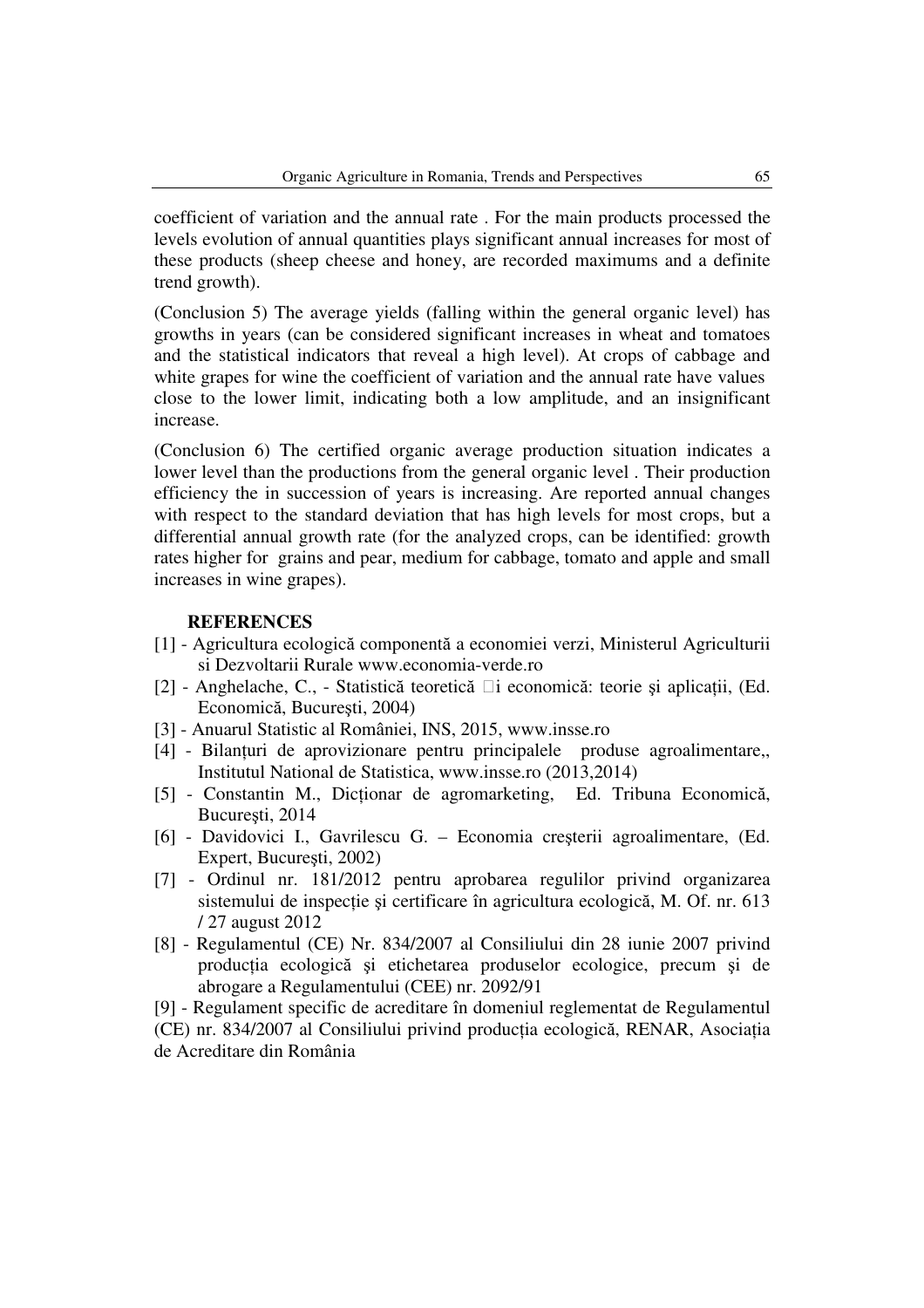coefficient of variation and the annual rate . For the main products processed the levels evolution of annual quantities plays significant annual increases for most of these products (sheep cheese and honey, are recorded maximums and a definite trend growth).

(Conclusion 5) The average yields (falling within the general organic level) has growths in years (can be considered significant increases in wheat and tomatoes and the statistical indicators that reveal a high level). At crops of cabbage and white grapes for wine the coefficient of variation and the annual rate have values close to the lower limit, indicating both a low amplitude, and an insignificant increase.

(Conclusion 6) The certified organic average production situation indicates a lower level than the productions from the general organic level . Their production efficiency the in succession of years is increasing. Are reported annual changes with respect to the standard deviation that has high levels for most crops, but a differential annual growth rate (for the analyzed crops, can be identified: growth rates higher for grains and pear, medium for cabbage, tomato and apple and small increases in wine grapes).

## REFERENCES

[1] - Agricultura ecologică componentă a economiei verzi, Ministerul Agriculturii si Dezvoltarii Rurale www.economia-verde.ro

[2] - Anghelache, C., - Statistică teoretică i economică: teorie şi aplicații, (Ed. Economică, Bucureşti, 2004)

[3] - Anuarul Statistic al României, INS, 2015, www.insse.ro

[4] - Bilanțuri de aprovizionare pentru principalele produse agroalimentare,, Institutul National de Statistica, www.insse.ro (2013,2014)

[5] - Constantin M., Dicționar de agromarketing, Ed. Tribuna Economică, Bucureşti, 2014

[6] - Davidovici I., Gavrilescu G. – Economia creşterii agroalimentare, (Ed. Expert, Bucureşti, 2002)

[7] - Ordinul nr. 181/2012 pentru aprobarea regulilor privind organizarea sistemului de inspecție şi certificare în agricultura ecologică, M. Of. nr. 613 / 27 august 2012

[8] - Regulamentul (CE) Nr. 834/2007 al Consiliului din 28 iunie 2007 privind producția ecologică şi etichetarea produselor ecologice, precum şi de abrogare a Regulamentului (CEE) nr. 2092/91

[9] - Regulament specific de acreditare în domeniul reglementat de Regulamentul (CE) nr. 834/2007 al Consiliului privind producția ecologică, RENAR, Asociația de Acreditare din România